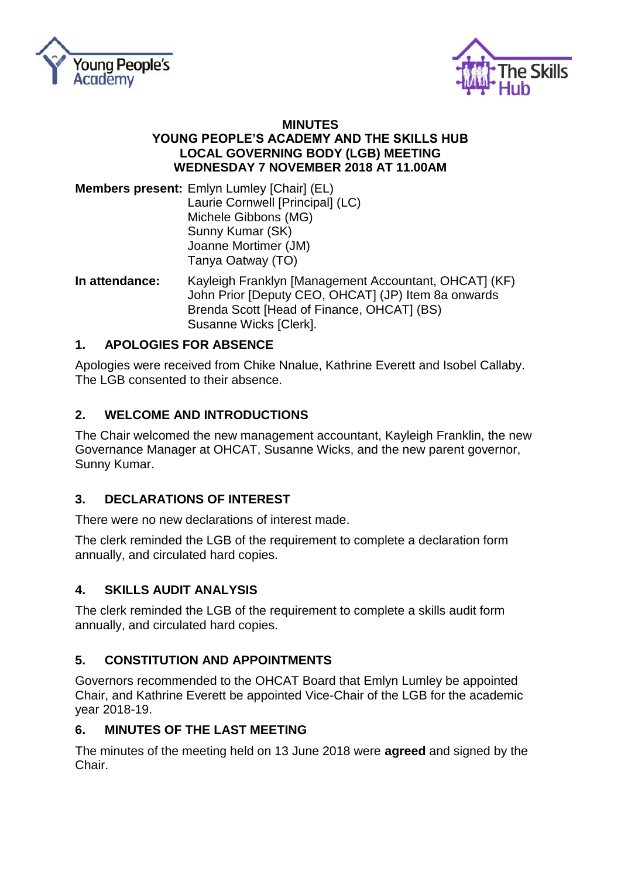**MINUTES**
**YOUNG PEOPLE'S ACADEMY AND THE SKILLS HUB**
**LOCAL GOVERNING BODY (LGB) MEETING**
**WEDNESDAY 7 NOVEMBER 2018 AT 11.00AM**

**Members present:** Emlyn Lumley [Chair] (EL)
Laurie Cornwell [Principal] (LC)
Michele Gibbons (MG)
Sunny Kumar (SK)
Joanne Mortimer (JM)
Tanya Oatway (TO)

**In attendance:** Kayleigh Franklyn [Management Accountant, OHCAT] (KF)
John Prior [Deputy CEO, OHCAT] (JP) Item 8a onwards
Brenda Scott [Head of Finance, OHCAT] (BS)
Susanne Wicks [Clerk].

## 1. APOLOGIES FOR ABSENCE

Apologies were received from Chike Nnalue, Kathrine Everett and Isobel Callaby. The LGB consented to their absence.

## 2. WELCOME AND INTRODUCTIONS

The Chair welcomed the new management accountant, Kayleigh Franklin, the new Governance Manager at OHCAT, Susanne Wicks, and the new parent governor, Sunny Kumar.

## 3. DECLARATIONS OF INTEREST

There were no new declarations of interest made.

The clerk reminded the LGB of the requirement to complete a declaration form annually, and circulated hard copies.

## 4. SKILLS AUDIT ANALYSIS

The clerk reminded the LGB of the requirement to complete a skills audit form annually, and circulated hard copies.

## 5. CONSTITUTION AND APPOINTMENTS

Governors recommended to the OHCAT Board that Emlyn Lumley be appointed Chair, and Kathrine Everett be appointed Vice-Chair of the LGB for the academic year 2018-19.

## 6. MINUTES OF THE LAST MEETING

The minutes of the meeting held on 13 June 2018 were **agreed** and signed by the Chair.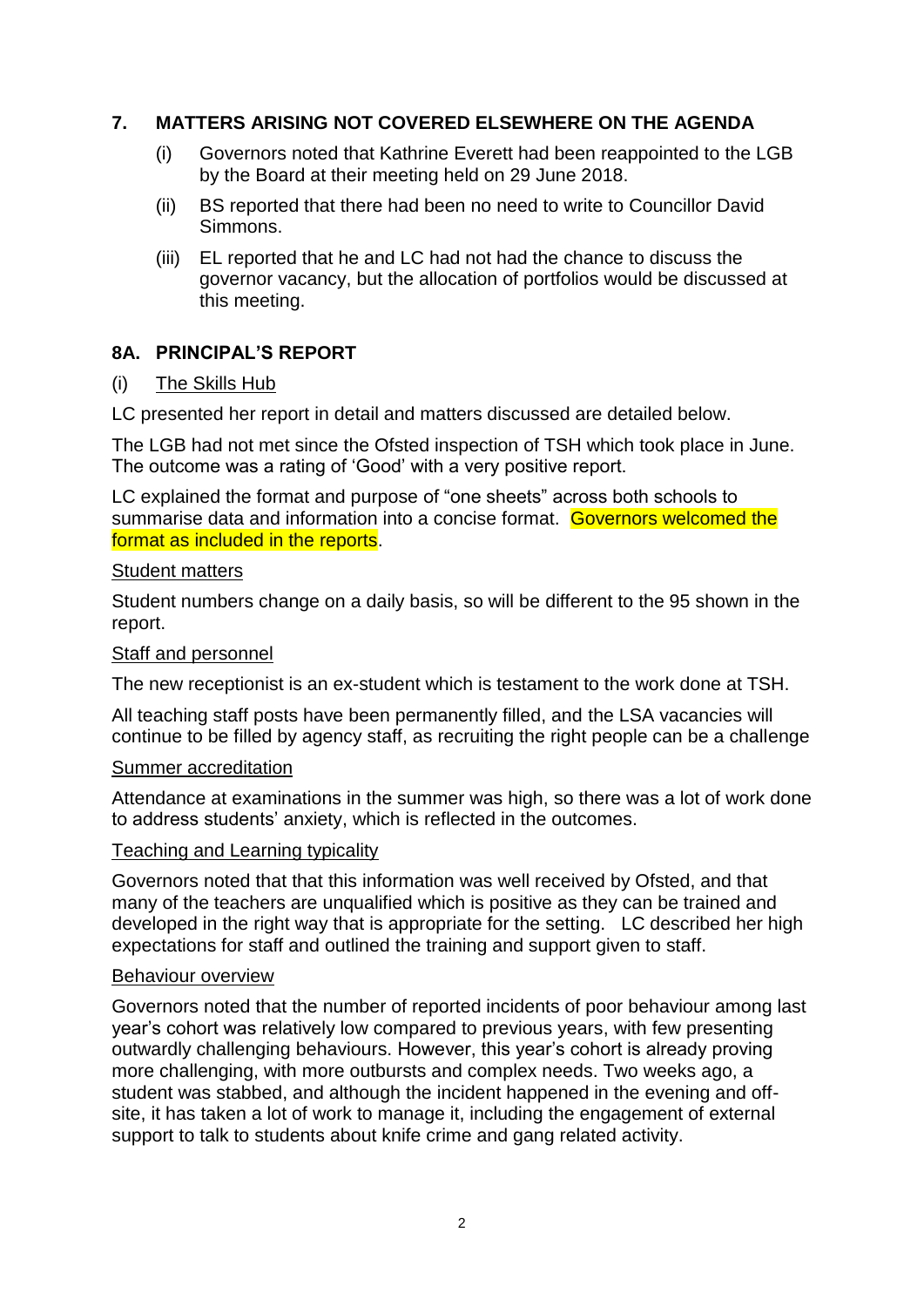## 7. MATTERS ARISING NOT COVERED ELSEWHERE ON THE AGENDA

(i) Governors noted that Kathrine Everett had been reappointed to the LGB by the Board at their meeting held on 29 June 2018.

(ii) BS reported that there had been no need to write to Councillor David Simmons.

(iii) EL reported that he and LC had not had the chance to discuss the governor vacancy, but the allocation of portfolios would be discussed at this meeting.

## 8A. PRINCIPAL'S REPORT

(i) The Skills Hub

LC presented her report in detail and matters discussed are detailed below.

The LGB had not met since the Ofsted inspection of TSH which took place in June. The outcome was a rating of 'Good' with a very positive report.

LC explained the format and purpose of "one sheets" across both schools to summarise data and information into a concise format. Governors welcomed the format as included in the reports.

Student matters

Student numbers change on a daily basis, so will be different to the 95 shown in the report.

Staff and personnel

The new receptionist is an ex-student which is testament to the work done at TSH.

All teaching staff posts have been permanently filled, and the LSA vacancies will continue to be filled by agency staff, as recruiting the right people can be a challenge

Summer accreditation

Attendance at examinations in the summer was high, so there was a lot of work done to address students' anxiety, which is reflected in the outcomes.

Teaching and Learning typicality

Governors noted that that this information was well received by Ofsted, and that many of the teachers are unqualified which is positive as they can be trained and developed in the right way that is appropriate for the setting. LC described her high expectations for staff and outlined the training and support given to staff.

Behaviour overview

Governors noted that the number of reported incidents of poor behaviour among last year's cohort was relatively low compared to previous years, with few presenting outwardly challenging behaviours. However, this year's cohort is already proving more challenging, with more outbursts and complex needs. Two weeks ago, a student was stabbed, and although the incident happened in the evening and off-site, it has taken a lot of work to manage it, including the engagement of external support to talk to students about knife crime and gang related activity.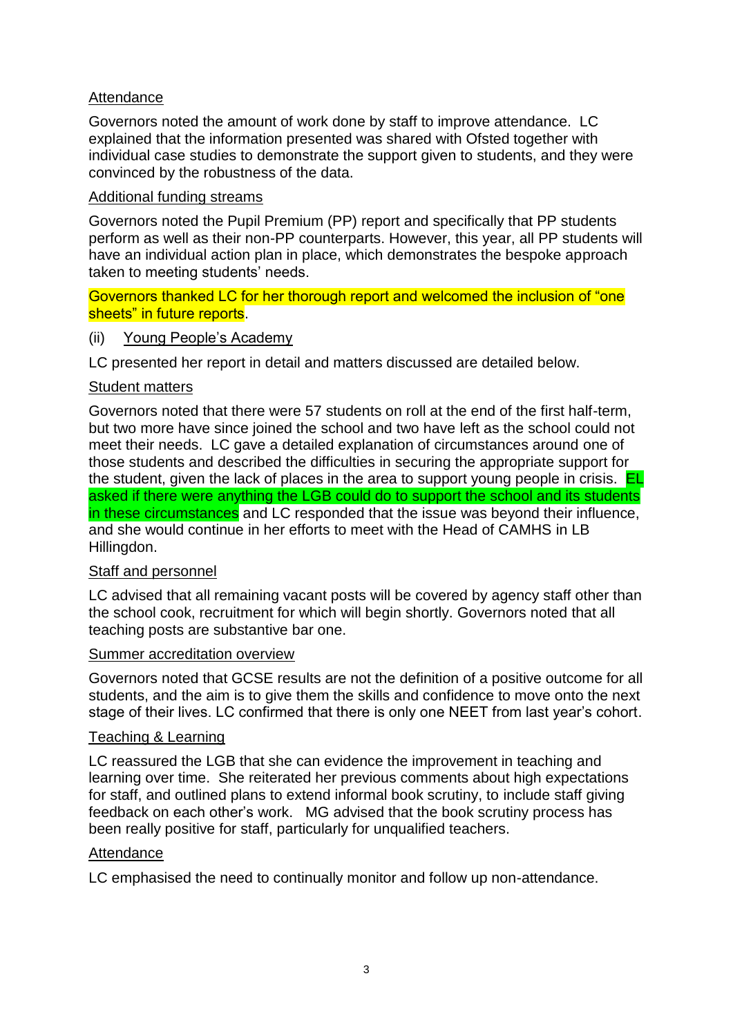Attendance

Governors noted the amount of work done by staff to improve attendance. LC explained that the information presented was shared with Ofsted together with individual case studies to demonstrate the support given to students, and they were convinced by the robustness of the data.

Additional funding streams

Governors noted the Pupil Premium (PP) report and specifically that PP students perform as well as their non-PP counterparts. However, this year, all PP students will have an individual action plan in place, which demonstrates the bespoke approach taken to meeting students' needs.

Governors thanked LC for her thorough report and welcomed the inclusion of "one sheets" in future reports.

(ii) Young People's Academy

LC presented her report in detail and matters discussed are detailed below.

Student matters

Governors noted that there were 57 students on roll at the end of the first half-term, but two more have since joined the school and two have left as the school could not meet their needs. LC gave a detailed explanation of circumstances around one of those students and described the difficulties in securing the appropriate support for the student, given the lack of places in the area to support young people in crisis. EL asked if there were anything the LGB could do to support the school and its students in these circumstances and LC responded that the issue was beyond their influence, and she would continue in her efforts to meet with the Head of CAMHS in LB Hillingdon.

Staff and personnel

LC advised that all remaining vacant posts will be covered by agency staff other than the school cook, recruitment for which will begin shortly. Governors noted that all teaching posts are substantive bar one.

Summer accreditation overview

Governors noted that GCSE results are not the definition of a positive outcome for all students, and the aim is to give them the skills and confidence to move onto the next stage of their lives. LC confirmed that there is only one NEET from last year's cohort.

Teaching & Learning

LC reassured the LGB that she can evidence the improvement in teaching and learning over time. She reiterated her previous comments about high expectations for staff, and outlined plans to extend informal book scrutiny, to include staff giving feedback on each other's work. MG advised that the book scrutiny process has been really positive for staff, particularly for unqualified teachers.

Attendance

LC emphasised the need to continually monitor and follow up non-attendance.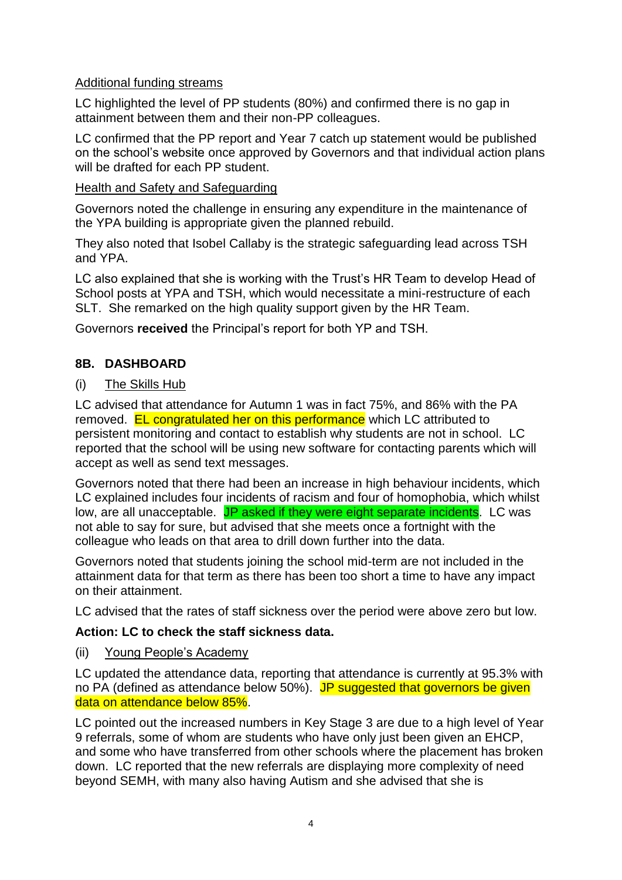Additional funding streams

LC highlighted the level of PP students (80%) and confirmed there is no gap in attainment between them and their non-PP colleagues.

LC confirmed that the PP report and Year 7 catch up statement would be published on the school's website once approved by Governors and that individual action plans will be drafted for each PP student.

Health and Safety and Safeguarding

Governors noted the challenge in ensuring any expenditure in the maintenance of the YPA building is appropriate given the planned rebuild.

They also noted that Isobel Callaby is the strategic safeguarding lead across TSH and YPA.

LC also explained that she is working with the Trust's HR Team to develop Head of School posts at YPA and TSH, which would necessitate a mini-restructure of each SLT. She remarked on the high quality support given by the HR Team.

Governors **received** the Principal's report for both YP and TSH.

## 8B. DASHBOARD

(i) The Skills Hub

LC advised that attendance for Autumn 1 was in fact 75%, and 86% with the PA removed. EL congratulated her on this performance which LC attributed to persistent monitoring and contact to establish why students are not in school. LC reported that the school will be using new software for contacting parents which will accept as well as send text messages.

Governors noted that there had been an increase in high behaviour incidents, which LC explained includes four incidents of racism and four of homophobia, which whilst low, are all unacceptable. JP asked if they were eight separate incidents. LC was not able to say for sure, but advised that she meets once a fortnight with the colleague who leads on that area to drill down further into the data.

Governors noted that students joining the school mid-term are not included in the attainment data for that term as there has been too short a time to have any impact on their attainment.

LC advised that the rates of staff sickness over the period were above zero but low.

**Action: LC to check the staff sickness data.**

(ii) Young People's Academy

LC updated the attendance data, reporting that attendance is currently at 95.3% with no PA (defined as attendance below 50%). JP suggested that governors be given data on attendance below 85%.

LC pointed out the increased numbers in Key Stage 3 are due to a high level of Year 9 referrals, some of whom are students who have only just been given an EHCP, and some who have transferred from other schools where the placement has broken down. LC reported that the new referrals are displaying more complexity of need beyond SEMH, with many also having Autism and she advised that she is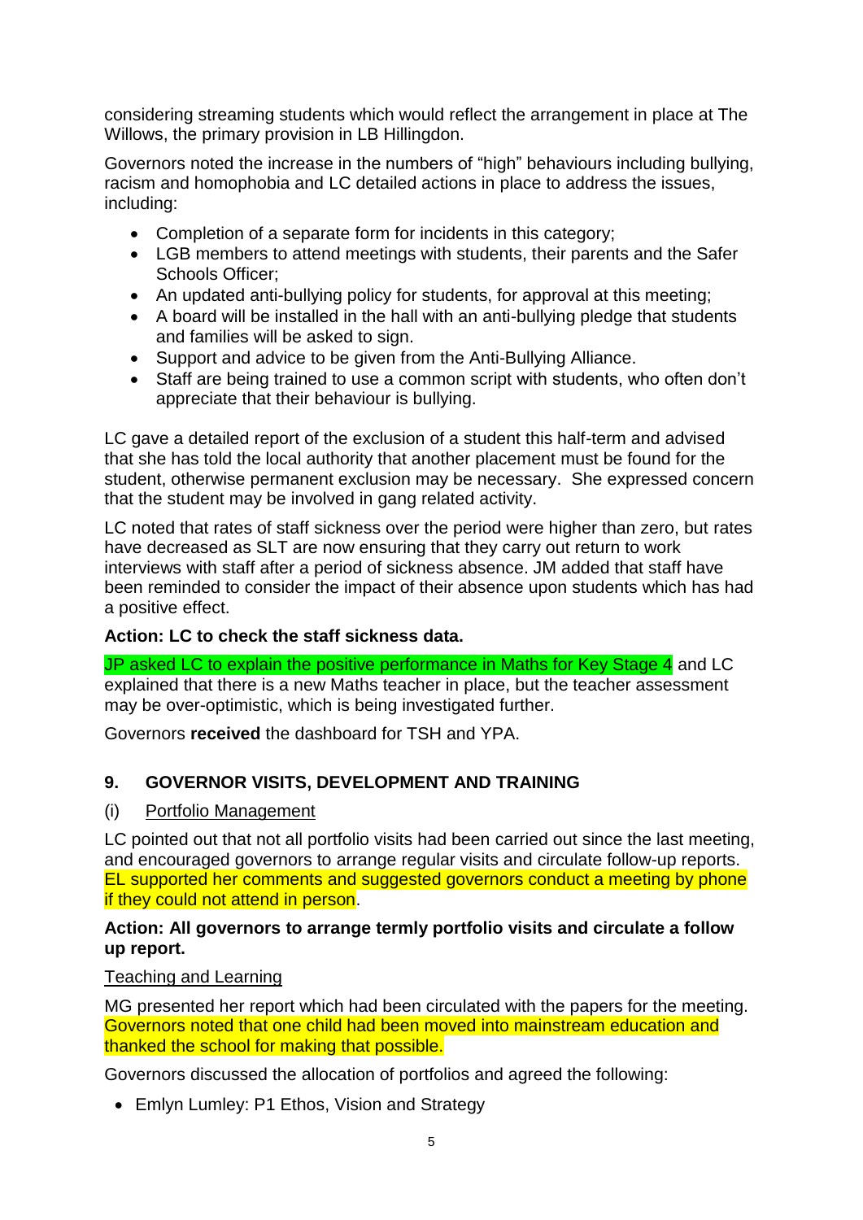considering streaming students which would reflect the arrangement in place at The Willows, the primary provision in LB Hillingdon.

Governors noted the increase in the numbers of "high" behaviours including bullying, racism and homophobia and LC detailed actions in place to address the issues, including:

- Completion of a separate form for incidents in this category;
- LGB members to attend meetings with students, their parents and the Safer Schools Officer;
- An updated anti-bullying policy for students, for approval at this meeting;
- A board will be installed in the hall with an anti-bullying pledge that students and families will be asked to sign.
- Support and advice to be given from the Anti-Bullying Alliance.
- Staff are being trained to use a common script with students, who often don't appreciate that their behaviour is bullying.

LC gave a detailed report of the exclusion of a student this half-term and advised that she has told the local authority that another placement must be found for the student, otherwise permanent exclusion may be necessary. She expressed concern that the student may be involved in gang related activity.

LC noted that rates of staff sickness over the period were higher than zero, but rates have decreased as SLT are now ensuring that they carry out return to work interviews with staff after a period of sickness absence. JM added that staff have been reminded to consider the impact of their absence upon students which has had a positive effect.

**Action: LC to check the staff sickness data.**

JP asked LC to explain the positive performance in Maths for Key Stage 4 and LC explained that there is a new Maths teacher in place, but the teacher assessment may be over-optimistic, which is being investigated further.

Governors **received** the dashboard for TSH and YPA.

## 9. GOVERNOR VISITS, DEVELOPMENT AND TRAINING

(i) Portfolio Management

LC pointed out that not all portfolio visits had been carried out since the last meeting, and encouraged governors to arrange regular visits and circulate follow-up reports. EL supported her comments and suggested governors conduct a meeting by phone if they could not attend in person.

**Action: All governors to arrange termly portfolio visits and circulate a follow up report.**

Teaching and Learning

MG presented her report which had been circulated with the papers for the meeting. Governors noted that one child had been moved into mainstream education and thanked the school for making that possible.

Governors discussed the allocation of portfolios and agreed the following:

- Emlyn Lumley: P1 Ethos, Vision and Strategy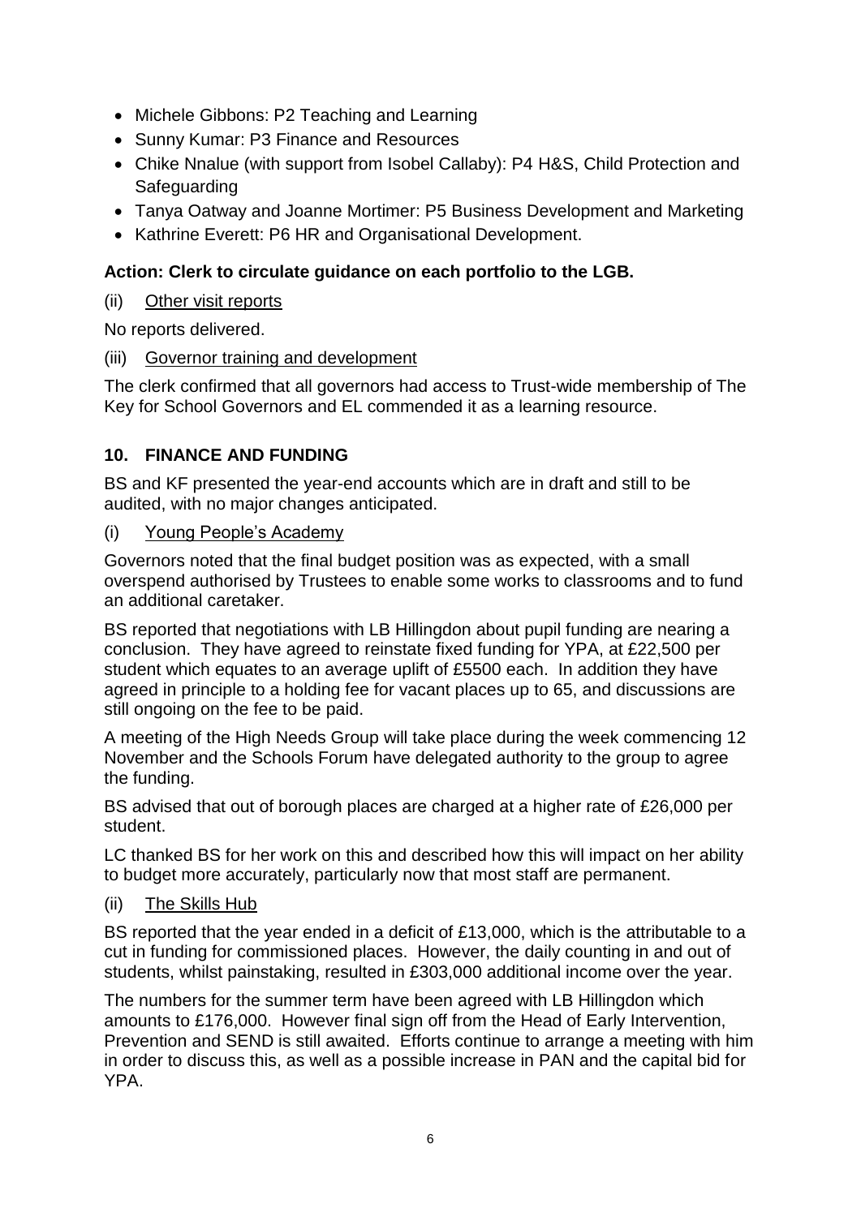- Michele Gibbons: P2 Teaching and Learning
- Sunny Kumar: P3 Finance and Resources
- Chike Nnalue (with support from Isobel Callaby): P4 H&S, Child Protection and Safeguarding
- Tanya Oatway and Joanne Mortimer: P5 Business Development and Marketing
- Kathrine Everett: P6 HR and Organisational Development.

**Action: Clerk to circulate guidance on each portfolio to the LGB.**

(ii) Other visit reports

No reports delivered.

(iii) Governor training and development

The clerk confirmed that all governors had access to Trust-wide membership of The Key for School Governors and EL commended it as a learning resource.

## 10. FINANCE AND FUNDING

BS and KF presented the year-end accounts which are in draft and still to be audited, with no major changes anticipated.

(i) Young People's Academy

Governors noted that the final budget position was as expected, with a small overspend authorised by Trustees to enable some works to classrooms and to fund an additional caretaker.

BS reported that negotiations with LB Hillingdon about pupil funding are nearing a conclusion. They have agreed to reinstate fixed funding for YPA, at £22,500 per student which equates to an average uplift of £5500 each. In addition they have agreed in principle to a holding fee for vacant places up to 65, and discussions are still ongoing on the fee to be paid.

A meeting of the High Needs Group will take place during the week commencing 12 November and the Schools Forum have delegated authority to the group to agree the funding.

BS advised that out of borough places are charged at a higher rate of £26,000 per student.

LC thanked BS for her work on this and described how this will impact on her ability to budget more accurately, particularly now that most staff are permanent.

(ii) The Skills Hub

BS reported that the year ended in a deficit of £13,000, which is the attributable to a cut in funding for commissioned places. However, the daily counting in and out of students, whilst painstaking, resulted in £303,000 additional income over the year.

The numbers for the summer term have been agreed with LB Hillingdon which amounts to £176,000. However final sign off from the Head of Early Intervention, Prevention and SEND is still awaited. Efforts continue to arrange a meeting with him in order to discuss this, as well as a possible increase in PAN and the capital bid for YPA.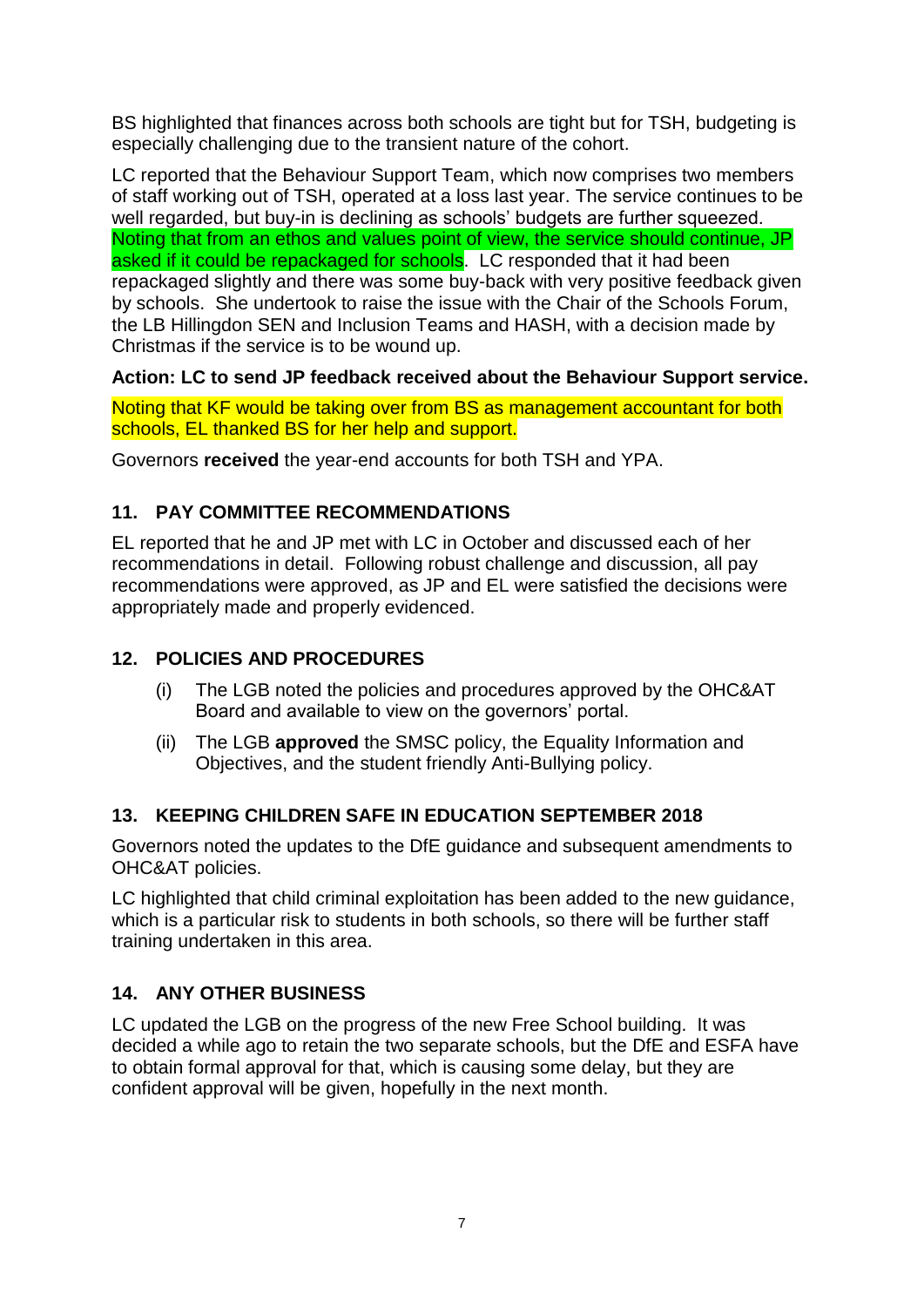BS highlighted that finances across both schools are tight but for TSH, budgeting is especially challenging due to the transient nature of the cohort.

LC reported that the Behaviour Support Team, which now comprises two members of staff working out of TSH, operated at a loss last year. The service continues to be well regarded, but buy-in is declining as schools' budgets are further squeezed. Noting that from an ethos and values point of view, the service should continue, JP asked if it could be repackaged for schools. LC responded that it had been repackaged slightly and there was some buy-back with very positive feedback given by schools. She undertook to raise the issue with the Chair of the Schools Forum, the LB Hillingdon SEN and Inclusion Teams and HASH, with a decision made by Christmas if the service is to be wound up.

**Action: LC to send JP feedback received about the Behaviour Support service.**

Noting that KF would be taking over from BS as management accountant for both schools, EL thanked BS for her help and support.

Governors **received** the year-end accounts for both TSH and YPA.

## 11. PAY COMMITTEE RECOMMENDATIONS

EL reported that he and JP met with LC in October and discussed each of her recommendations in detail. Following robust challenge and discussion, all pay recommendations were approved, as JP and EL were satisfied the decisions were appropriately made and properly evidenced.

## 12. POLICIES AND PROCEDURES

(i) The LGB noted the policies and procedures approved by the OHC&AT Board and available to view on the governors' portal.

(ii) The LGB **approved** the SMSC policy, the Equality Information and Objectives, and the student friendly Anti-Bullying policy.

## 13. KEEPING CHILDREN SAFE IN EDUCATION SEPTEMBER 2018

Governors noted the updates to the DfE guidance and subsequent amendments to OHC&AT policies.

LC highlighted that child criminal exploitation has been added to the new guidance, which is a particular risk to students in both schools, so there will be further staff training undertaken in this area.

## 14. ANY OTHER BUSINESS

LC updated the LGB on the progress of the new Free School building. It was decided a while ago to retain the two separate schools, but the DfE and ESFA have to obtain formal approval for that, which is causing some delay, but they are confident approval will be given, hopefully in the next month.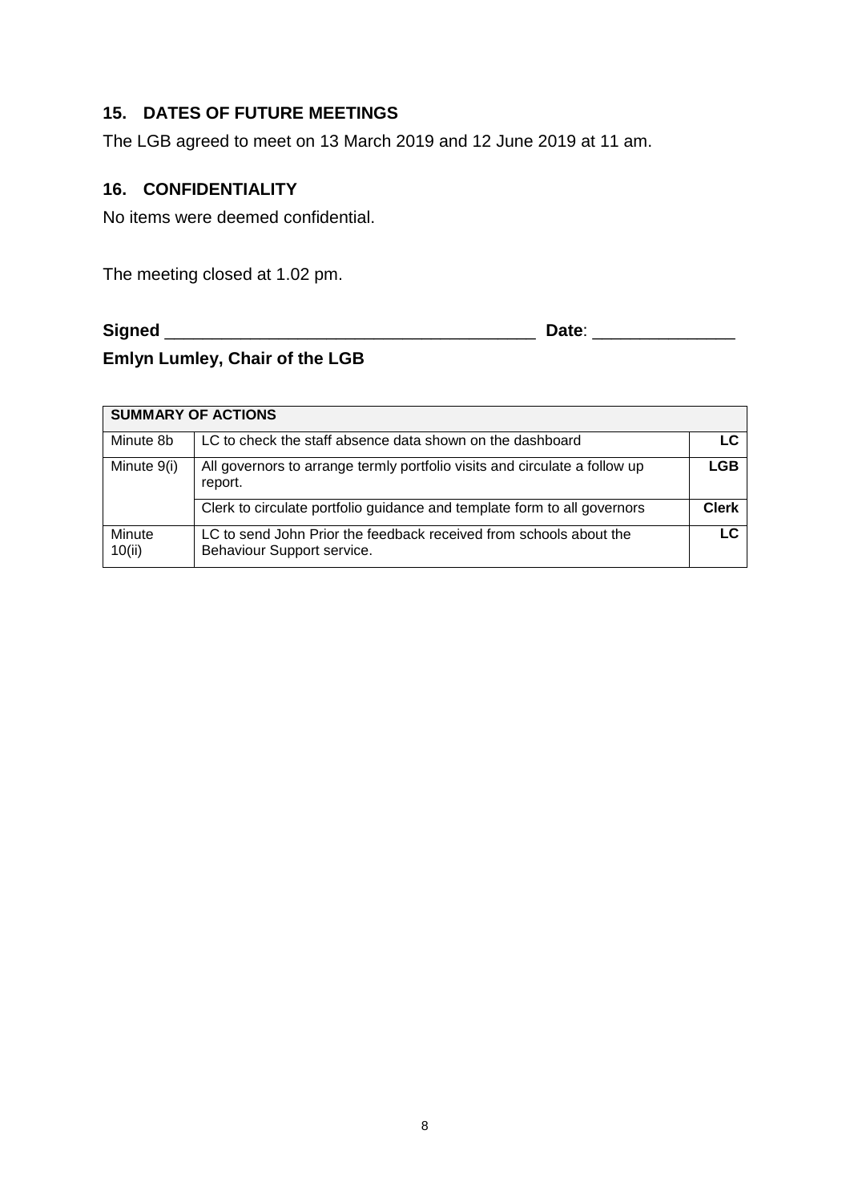## 15. DATES OF FUTURE MEETINGS

The LGB agreed to meet on 13 March 2019 and 12 June 2019 at 11 am.

## 16. CONFIDENTIALITY

No items were deemed confidential.

The meeting closed at 1.02 pm.

**Signed** _______________________________________ **Date**: _______________

**Emlyn Lumley, Chair of the LGB**

| **SUMMARY OF ACTIONS** | | |
|---|---|---|
| Minute 8b | LC to check the staff absence data shown on the dashboard | **LC** |
| Minute 9(i) | All governors to arrange termly portfolio visits and circulate a follow up report. | **LGB** |
| | Clerk to circulate portfolio guidance and template form to all governors | **Clerk** |
| Minute 10(ii) | LC to send John Prior the feedback received from schools about the Behaviour Support service. | **LC** |